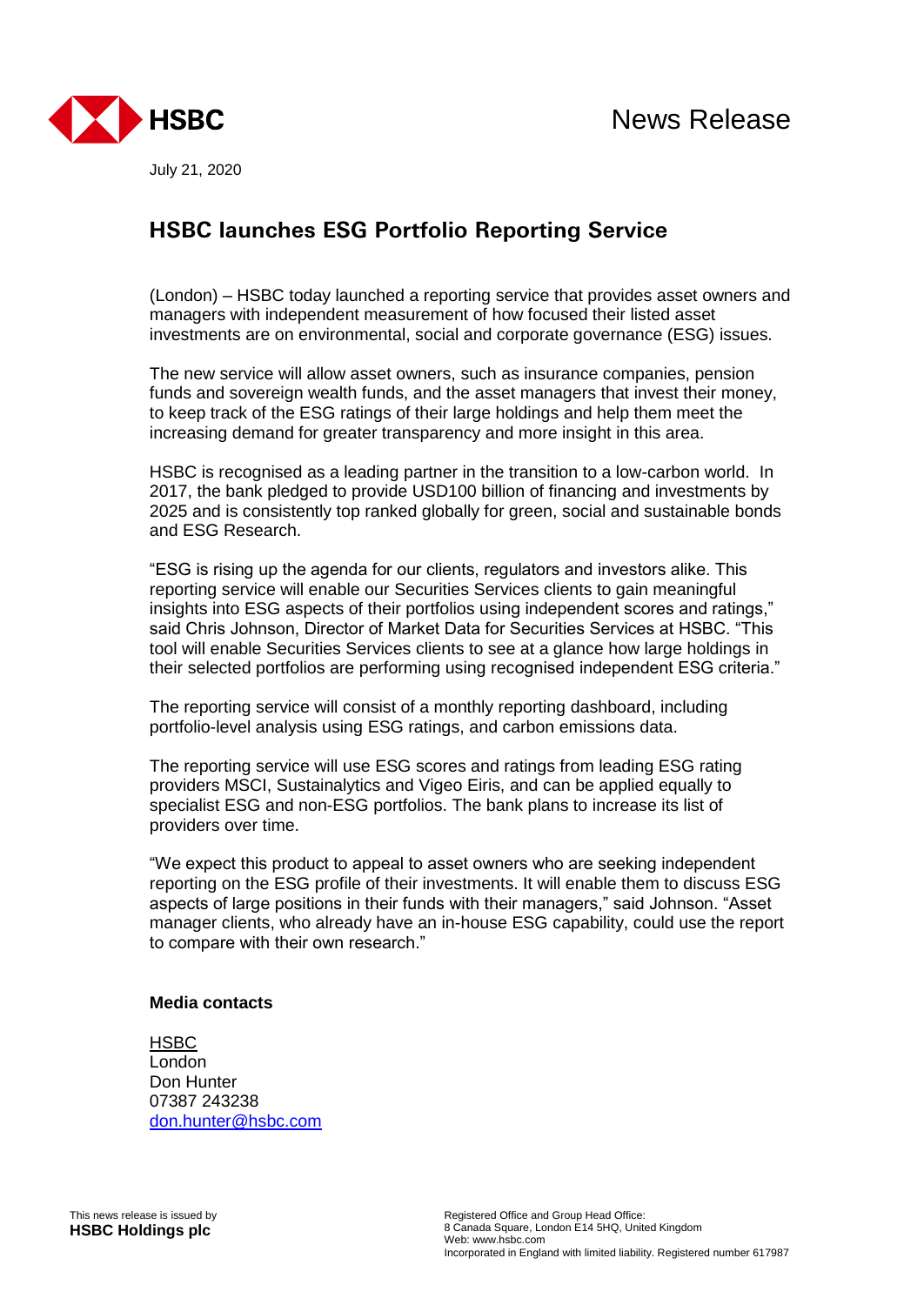News Release

July 21, 2020

# HSBC launches ESG Portfolio Reporting Service

(London) – HSBC today launched a reporting service that provides asset owners and managers with independent measurement of how focused their listed asset investments are on environmental, social and corporate governance (ESG) issues.

The new service will allow asset owners, such as insurance companies, pension funds and sovereign wealth funds, and the asset managers that invest their money, to keep track of the ESG ratings of their large holdings and help them meet the increasing demand for greater transparency and more insight in this area.

HSBC is recognised as a leading partner in the transition to a low-carbon world. In 2017, the bank pledged to provide USD100 billion of financing and investments by 2025 and is consistently top ranked globally for green, social and sustainable bonds and ESG Research.

"ESG is rising up the agenda for our clients, regulators and investors alike. This reporting service will enable our Securities Services clients to gain meaningful insights into ESG aspects of their portfolios using independent scores and ratings," said Chris Johnson, Director of Market Data for Securities Services at HSBC. "This tool will enable Securities Services clients to see at a glance how large holdings in their selected portfolios are performing using recognised independent ESG criteria."

The reporting service will consist of a monthly reporting dashboard, including portfolio-level analysis using ESG ratings, and carbon emissions data.

The reporting service will use ESG scores and ratings from leading ESG rating providers MSCI, Sustainalytics and Vigeo Eiris, and can be applied equally to specialist ESG and non-ESG portfolios. The bank plans to increase its list of providers over time.

"We expect this product to appeal to asset owners who are seeking independent reporting on the ESG profile of their investments. It will enable them to discuss ESG aspects of large positions in their funds with their managers," said Johnson. "Asset manager clients, who already have an in-house ESG capability, could use the report to compare with their own research."

**Media contacts**

HSBC
London
Don Hunter
07387 243238
don.hunter@hsbc.com

This news release is issued by
**HSBC Holdings plc**

Registered Office and Group Head Office:
8 Canada Square, London E14 5HQ, United Kingdom
Web: www.hsbc.com
Incorporated in England with limited liability. Registered number 617987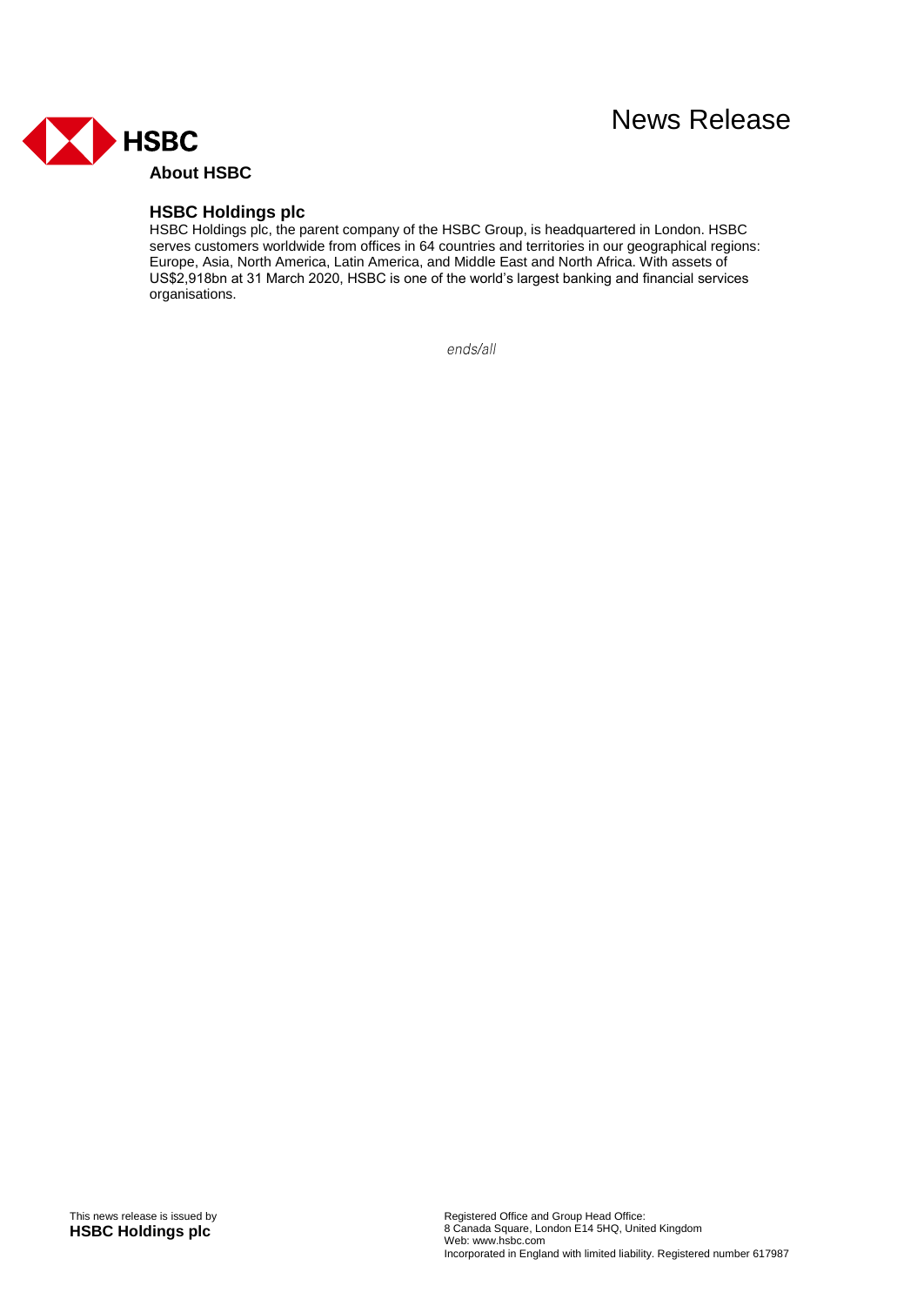**About HSBC**

## HSBC Holdings plc

HSBC Holdings plc, the parent company of the HSBC Group, is headquartered in London. HSBC serves customers worldwide from offices in 64 countries and territories in our geographical regions: Europe, Asia, North America, Latin America, and Middle East and North Africa. With assets of US$2,918bn at 31 March 2020, HSBC is one of the world's largest banking and financial services organisations.

*ends/all*

This news release is issued by
**HSBC Holdings plc**

Registered Office and Group Head Office:
8 Canada Square, London E14 5HQ, United Kingdom
Web: www.hsbc.com
Incorporated in England with limited liability. Registered number 617987